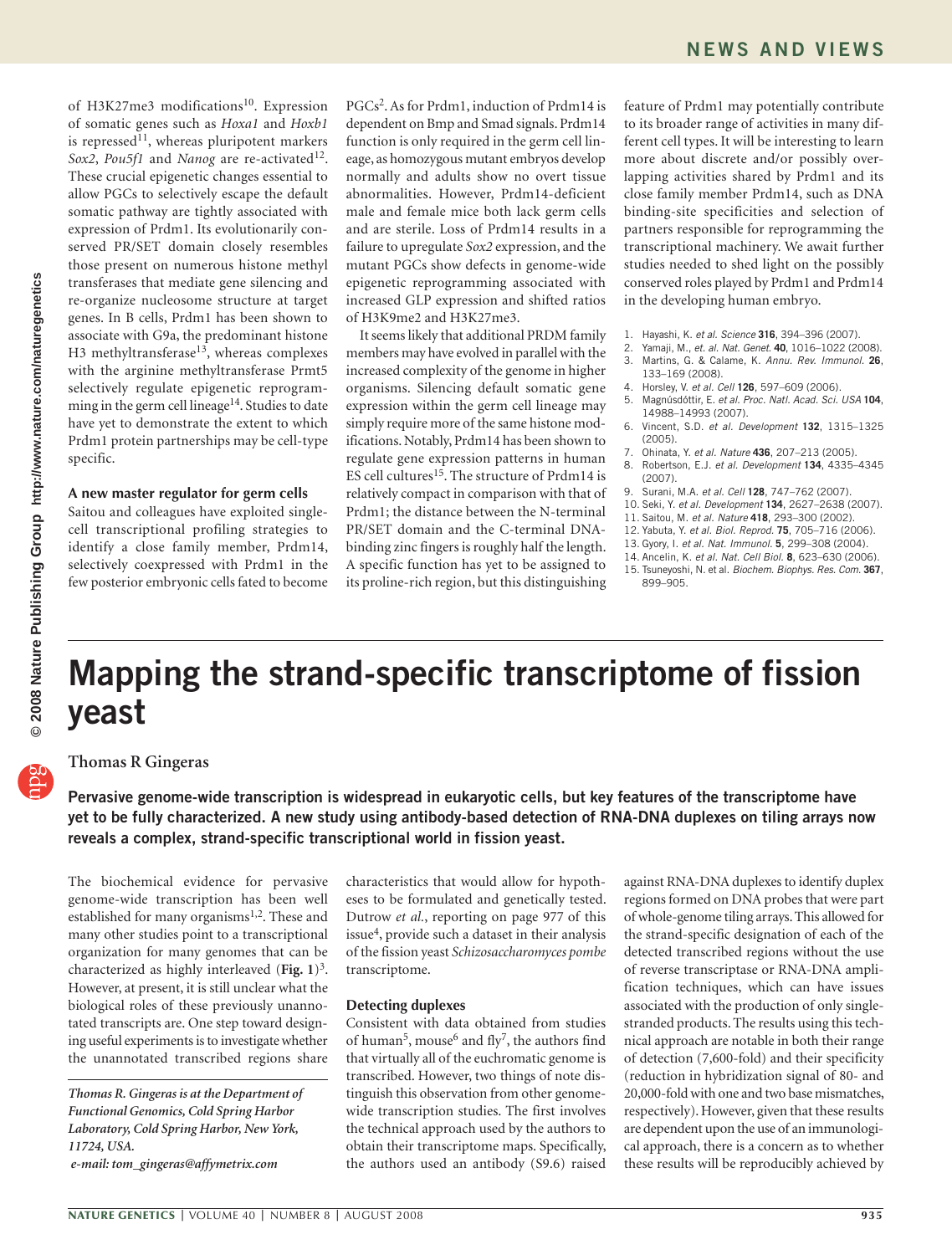of H3K27me3 modifications[10]. Expression of somatic genes such as *Hoxa1* and *Hoxb1* is repressed[11], whereas pluripotent markers *Sox2*, *Pou5f1* and *Nanog* are re-activated[12]. These crucial epigenetic changes essential to allow PGCs to selectively escape the default somatic pathway are tightly associated with expression of Prdm1. Its evolutionarily conserved PR/SET domain closely resembles those present on numerous histone methyl transferases that mediate gene silencing and re-organize nucleosome structure at target genes. In B cells, Prdm1 has been shown to associate with G9a, the predominant histone H3 methyltransferase[13], whereas complexes with the arginine methyltransferase Prmt5 selectively regulate epigenetic reprogramming in the germ cell lineage[14]. Studies to date have yet to demonstrate the extent to which Prdm1 protein partnerships may be cell-type specific.

### A new master regulator for germ cells

Saitou and colleagues have exploited single-cell transcriptional profiling strategies to identify a close family member, Prdm14, selectively coexpressed with Prdm1 in the few posterior embryonic cells fated to become PGCs[2]. As for Prdm1, induction of Prdm14 is dependent on Bmp and Smad signals. Prdm14 function is only required in the germ cell lineage, as homozygous mutant embryos develop normally and adults show no overt tissue abnormalities. However, Prdm14-deficient male and female mice both lack germ cells and are sterile. Loss of Prdm14 results in a failure to upregulate *Sox2* expression, and the mutant PGCs show defects in genome-wide epigenetic reprogramming associated with increased GLP expression and shifted ratios of H3K9me2 and H3K27me3.

It seems likely that additional PRDM family members may have evolved in parallel with the increased complexity of the genome in higher organisms. Silencing default somatic gene expression within the germ cell lineage may simply require more of the same histone modifications. Notably, Prdm14 has been shown to regulate gene expression patterns in human ES cell cultures[15]. The structure of Prdm14 is relatively compact in comparison with that of Prdm1; the distance between the N-terminal PR/SET domain and the C-terminal DNA-binding zinc fingers is roughly half the length. A specific function has yet to be assigned to its proline-rich region, but this distinguishing feature of Prdm1 may potentially contribute to its broader range of activities in many different cell types. It will be interesting to learn more about discrete and/or possibly overlapping activities shared by Prdm1 and its close family member Prdm14, such as DNA binding-site specificities and selection of partners responsible for reprogramming the transcriptional machinery. We await further studies needed to shed light on the possibly conserved roles played by Prdm1 and Prdm14 in the developing human embryo.

1. Hayashi, K. *et al. Science* **316**, 394–396 (2007).
2. Yamaji, M., *et. al. Nat. Genet.* **40**, 1016–1022 (2008).
3. Martins, G. & Calame, K. *Annu. Rev. Immunol.* **26**, 133–169 (2008).
4. Horsley, V. *et al. Cell* **126**, 597–609 (2006).
5. Magnúsdóttir, E. *et al. Proc. Natl. Acad. Sci. USA* **104**, 14988–14993 (2007).
6. Vincent, S.D. *et al. Development* **132**, 1315–1325 (2005).
7. Ohinata, Y. *et al. Nature* **436**, 207–213 (2005).
8. Robertson, E.J. *et al. Development* **134**, 4335–4345 (2007).
9. Surani, M.A. *et al. Cell* **128**, 747–762 (2007).
10. Seki, Y. *et al. Development* **134**, 2627–2638 (2007).
11. Saitou, M. *et al. Nature* **418**, 293–300 (2002).
12. Yabuta, Y. *et al. Biol. Reprod.* **75**, 705–716 (2006).
13. Gyory, I. *et al. Nat. Immunol.* **5**, 299–308 (2004).
14. Ancelin, K. *et al. Nat. Cell Biol.* **8**, 623–630 (2006).
15. Tsuneyoshi, N. et al. *Biochem. Biophys. Res. Com.* **367**, 899–905.

# Mapping the strand-specific transcriptome of fission yeast

**Thomas R Gingeras**

**Pervasive genome-wide transcription is widespread in eukaryotic cells, but key features of the transcriptome have yet to be fully characterized. A new study using antibody-based detection of RNA-DNA duplexes on tiling arrays now reveals a complex, strand-specific transcriptional world in fission yeast.**

The biochemical evidence for pervasive genome-wide transcription has been well established for many organisms[1,2]. These and many other studies point to a transcriptional organization for many genomes that can be characterized as highly interleaved (**Fig. 1**)[3]. However, at present, it is still unclear what the biological roles of these previously unannotated transcripts are. One step toward designing useful experiments is to investigate whether the unannotated transcribed regions share characteristics that would allow for hypotheses to be formulated and genetically tested. Dutrow *et al.*, reporting on page 977 of this issue[4], provide such a dataset in their analysis of the fission yeast *Schizosaccharomyces pombe* transcriptome.

### Detecting duplexes

Consistent with data obtained from studies of human[5], mouse[6] and fly[7], the authors find that virtually all of the euchromatic genome is transcribed. However, two things of note distinguish this observation from other genome-wide transcription studies. The first involves the technical approach used by the authors to obtain their transcriptome maps. Specifically, the authors used an antibody (S9.6) raised against RNA-DNA duplexes to identify duplex regions formed on DNA probes that were part of whole-genome tiling arrays. This allowed for the strand-specific designation of each of the detected transcribed regions without the use of reverse transcriptase or RNA-DNA amplification techniques, which can have issues associated with the production of only single-stranded products. The results using this technical approach are notable in both their range of detection (7,600-fold) and their specificity (reduction in hybridization signal of 80- and 20,000-fold with one and two base mismatches, respectively). However, given that these results are dependent upon the use of an immunological approach, there is a concern as to whether these results will be reproducibly achieved by

*Thomas R. Gingeras is at the Department of Functional Genomics, Cold Spring Harbor Laboratory, Cold Spring Harbor, New York, 11724, USA.*
*e-mail: tom_gingeras@affymetrix.com*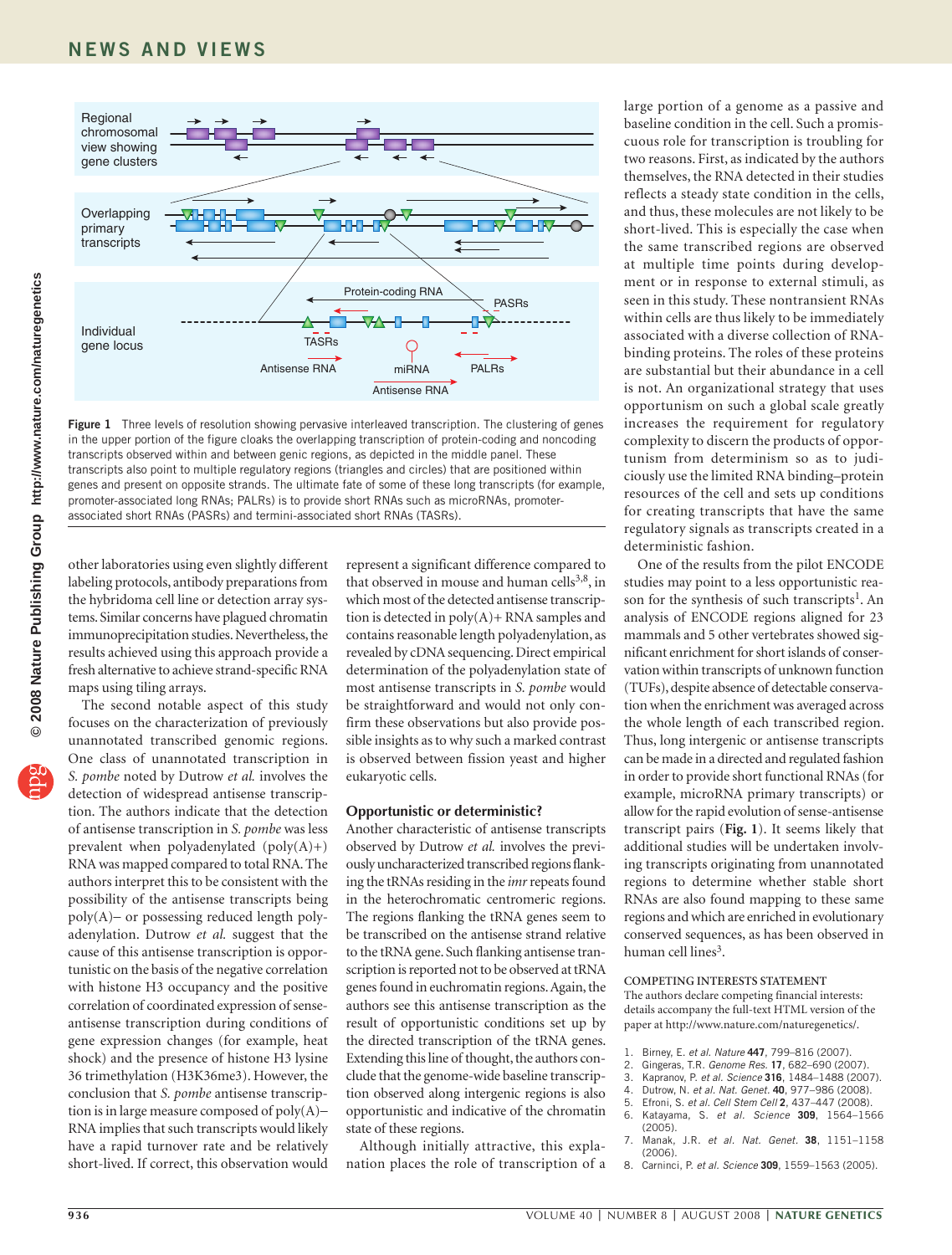Regional chromosomal view showing gene clusters

Overlapping primary transcripts

Individual gene locus

Protein-coding RNA

PASRs

TASRs

Antisense RNA

miRNA

PALRs

Antisense RNA

**Figure 1** Three levels of resolution showing pervasive interleaved transcription. The clustering of genes in the upper portion of the figure cloaks the overlapping transcription of protein-coding and noncoding transcripts observed within and between genic regions, as depicted in the middle panel. These transcripts also point to multiple regulatory regions (triangles and circles) that are positioned within genes and present on opposite strands. The ultimate fate of some of these long transcripts (for example, promoter-associated long RNAs; PALRs) is to provide short RNAs such as microRNAs, promoter-associated short RNAs (PASRs) and termini-associated short RNAs (TASRs).

other laboratories using even slightly different labeling protocols, antibody preparations from the hybridoma cell line or detection array systems. Similar concerns have plagued chromatin immunoprecipitation studies. Nevertheless, the results achieved using this approach provide a fresh alternative to achieve strand-specific RNA maps using tiling arrays.

The second notable aspect of this study focuses on the characterization of previously unannotated transcribed genomic regions. One class of unannotated transcription in *S. pombe* noted by Dutrow *et al.* involves the detection of widespread antisense transcription. The authors indicate that the detection of antisense transcription in *S. pombe* was less prevalent when polyadenylated (poly(A)+) RNA was mapped compared to total RNA. The authors interpret this to be consistent with the possibility of the antisense transcripts being poly(A)– or possessing reduced length polyadenylation. Dutrow *et al.* suggest that the cause of this antisense transcription is opportunistic on the basis of the negative correlation with histone H3 occupancy and the positive correlation of coordinated expression of sense-antisense transcription during conditions of gene expression changes (for example, heat shock) and the presence of histone H3 lysine 36 trimethylation (H3K36me3). However, the conclusion that *S. pombe* antisense transcription is in large measure composed of poly(A)– RNA implies that such transcripts would likely have a rapid turnover rate and be relatively short-lived. If correct, this observation would represent a significant difference compared to that observed in mouse and human cells[3,8], in which most of the detected antisense transcription is detected in poly(A)+ RNA samples and contains reasonable length polyadenylation, as revealed by cDNA sequencing. Direct empirical determination of the polyadenylation state of most antisense transcripts in *S. pombe* would be straightforward and would not only confirm these observations but also provide possible insights as to why such a marked contrast is observed between fission yeast and higher eukaryotic cells.

### Opportunistic or deterministic?

Another characteristic of antisense transcripts observed by Dutrow *et al.* involves the previously uncharacterized transcribed regions flanking the tRNAs residing in the *imr* repeats found in the heterochromatic centromeric regions. The regions flanking the tRNA genes seem to be transcribed on the antisense strand relative to the tRNA gene. Such flanking antisense transcription is reported not to be observed at tRNA genes found in euchromatin regions. Again, the authors see this antisense transcription as the result of opportunistic conditions set up by the directed transcription of the tRNA genes. Extending this line of thought, the authors conclude that the genome-wide baseline transcription observed along intergenic regions is also opportunistic and indicative of the chromatin state of these regions.

Although initially attractive, this explanation places the role of transcription of a large portion of a genome as a passive and baseline condition in the cell. Such a promiscuous role for transcription is troubling for two reasons. First, as indicated by the authors themselves, the RNA detected in their studies reflects a steady state condition in the cells, and thus, these molecules are not likely to be short-lived. This is especially the case when the same transcribed regions are observed at multiple time points during development or in response to external stimuli, as seen in this study. These nontransient RNAs within cells are thus likely to be immediately associated with a diverse collection of RNA-binding proteins. The roles of these proteins are substantial but their abundance in a cell is not. An organizational strategy that uses opportunism on such a global scale greatly increases the requirement for regulatory complexity to discern the products of opportunism from determinism so as to judiciously use the limited RNA binding–protein resources of the cell and sets up conditions for creating transcripts that have the same regulatory signals as transcripts created in a deterministic fashion.

One of the results from the pilot ENCODE studies may point to a less opportunistic reason for the synthesis of such transcripts[1]. An analysis of ENCODE regions aligned for 23 mammals and 5 other vertebrates showed significant enrichment for short islands of conservation within transcripts of unknown function (TUFs), despite absence of detectable conservation when the enrichment was averaged across the whole length of each transcribed region. Thus, long intergenic or antisense transcripts can be made in a directed and regulated fashion in order to provide short functional RNAs (for example, microRNA primary transcripts) or allow for the rapid evolution of sense-antisense transcript pairs (**Fig. 1**). It seems likely that additional studies will be undertaken involving transcripts originating from unannotated regions to determine whether stable short RNAs are also found mapping to these same regions and which are enriched in evolutionary conserved sequences, as has been observed in human cell lines[3].

#### COMPETING INTERESTS STATEMENT

The authors declare competing financial interests: details accompany the full-text HTML version of the paper at http://www.nature.com/naturegenetics/.

1. Birney, E. *et al. Nature* **447**, 799–816 (2007).
2. Gingeras, T.R. *Genome Res.* **17**, 682–690 (2007).
3. Kapranov, P. *et al. Science* **316**, 1484–1488 (2007).
4. Dutrow, N. *et al. Nat. Genet.* **40**, 977–986 (2008).
5. Efroni, S. *et al. Cell Stem Cell* **2**, 437–447 (2008).
6. Katayama, S. *et al. Science* **309**, 1564–1566 (2005).
7. Manak, J.R. *et al. Nat. Genet.* **38**, 1151–1158 (2006).
8. Carninci, P. *et al. Science* **309**, 1559–1563 (2005).